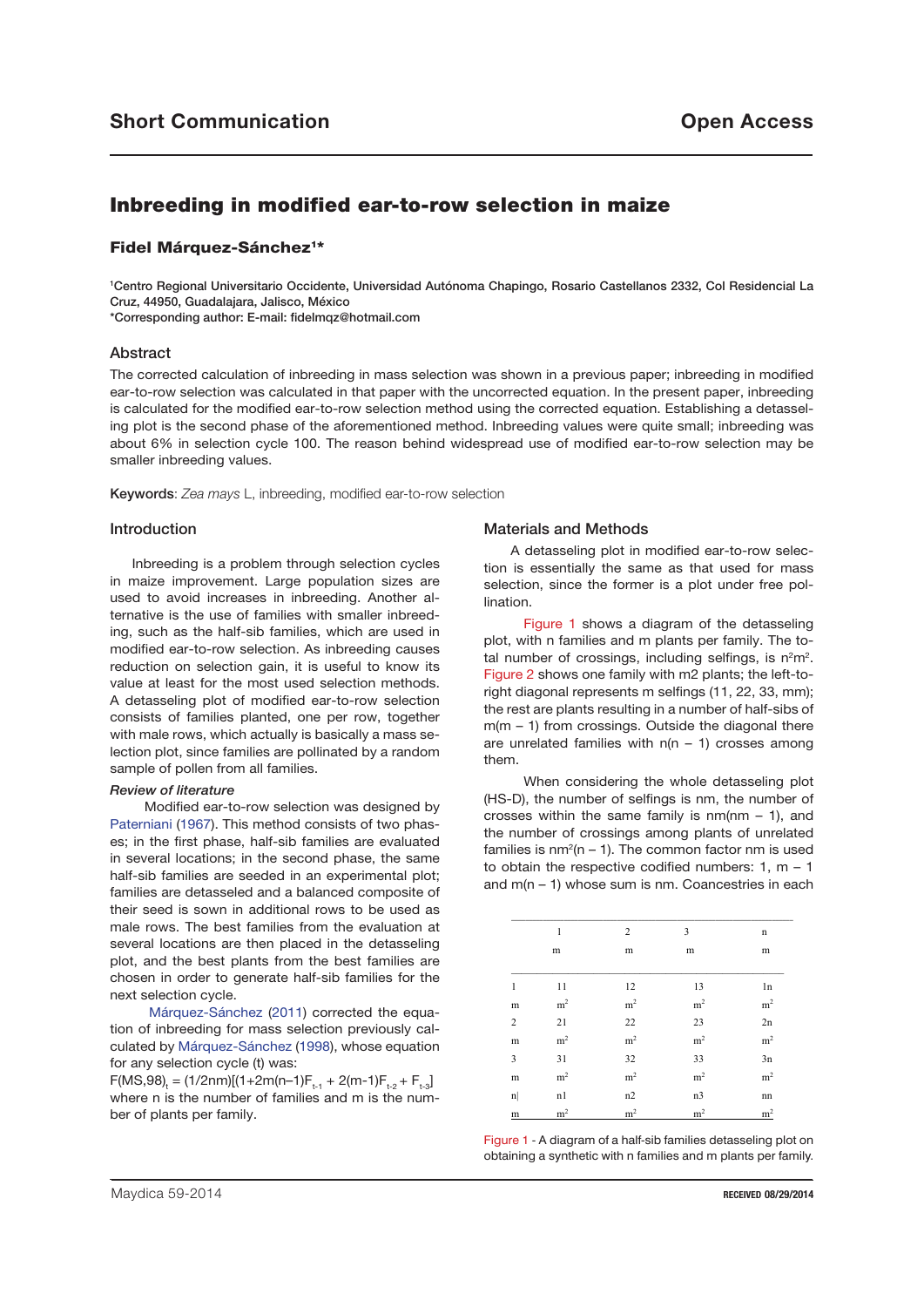Short Communication

Open Access

# Inbreeding in modified ear-to-row selection in maize

**Fidel Márquez-Sánchez[1]\***

[1]Centro Regional Universitario Occidente, Universidad Autónoma Chapingo, Rosario Castellanos 2332, Col Residencial La Cruz, 44950, Guadalajara, Jalisco, México

\*Corresponding author: E-mail: fidelmqz@hotmail.com

## Abstract

The corrected calculation of inbreeding in mass selection was shown in a previous paper; inbreeding in modified ear-to-row selection was calculated in that paper with the uncorrected equation. In the present paper, inbreeding is calculated for the modified ear-to-row selection method using the corrected equation. Establishing a detasseling plot is the second phase of the aforementioned method. Inbreeding values were quite small; inbreeding was about 6% in selection cycle 100. The reason behind widespread use of modified ear-to-row selection may be smaller inbreeding values.

**Keywords**: *Zea mays* L, inbreeding, modified ear-to-row selection

## Introduction

Inbreeding is a problem through selection cycles in maize improvement. Large population sizes are used to avoid increases in inbreeding. Another alternative is the use of families with smaller inbreeding, such as the half-sib families, which are used in modified ear-to-row selection. As inbreeding causes reduction on selection gain, it is useful to know its value at least for the most used selection methods. A detasseling plot of modified ear-to-row selection consists of families planted, one per row, together with male rows, which actually is basically a mass selection plot, since families are pollinated by a random sample of pollen from all families.

### *Review of literature*

Modified ear-to-row selection was designed by Paterniani (1967). This method consists of two phases; in the first phase, half-sib families are evaluated in several locations; in the second phase, the same half-sib families are seeded in an experimental plot; families are detasseled and a balanced composite of their seed is sown in additional rows to be used as male rows. The best families from the evaluation at several locations are then placed in the detasseling plot, and the best plants from the best families are chosen in order to generate half-sib families for the next selection cycle.

Márquez-Sánchez (2011) corrected the equation of inbreeding for mass selection previously calculated by Márquez-Sánchez (1998), whose equation for any selection cycle (t) was:

$F(MS,98)_t = (1/2nm)[(1+2m(n-1)F_{t-1} + 2(m-1)F_{t-2} + F_{t-3}]$

where n is the number of families and m is the number of plants per family.

## Materials and Methods

A detasseling plot in modified ear-to-row selection is essentially the same as that used for mass selection, since the former is a plot under free pollination.

Figure 1 shows a diagram of the detasseling plot, with n families and m plants per family. The total number of crossings, including selfings, is $n^2m^2$. Figure 2 shows one family with m2 plants; the left-to-right diagonal represents m selfings (11, 22, 33, mm); the rest are plants resulting in a number of half-sibs of m(m – 1) from crossings. Outside the diagonal there are unrelated families with n(n – 1) crosses among them.

When considering the whole detasseling plot (HS-D), the number of selfings is nm, the number of crosses within the same family is nm(nm – 1), and the number of crossings among plants of unrelated families is $nm^2(n – 1)$. The common factor nm is used to obtain the respective codified numbers: 1, m – 1 and m(n – 1) whose sum is nm. Coancestries in each

| | 1 | 2 | 3 | n |
|---|---|---|---|---|
| | m | m | m | m |
| 1 | 11 | 12 | 13 | 1n |
| m | $m^2$ | $m^2$ | $m^2$ | $m^2$ |
| 2 | 21 | 22 | 23 | 2n |
| m | $m^2$ | $m^2$ | $m^2$ | $m^2$ |
| 3 | 31 | 32 | 33 | 3n |
| m | $m^2$ | $m^2$ | $m^2$ | $m^2$ |
| n\| | n1 | n2 | n3 | nn |
| m | $m^2$ | $m^2$ | $m^2$ | $m^2$ |

Figure 1 - A diagram of a half-sib families detasseling plot on obtaining a synthetic with n families and m plants per family.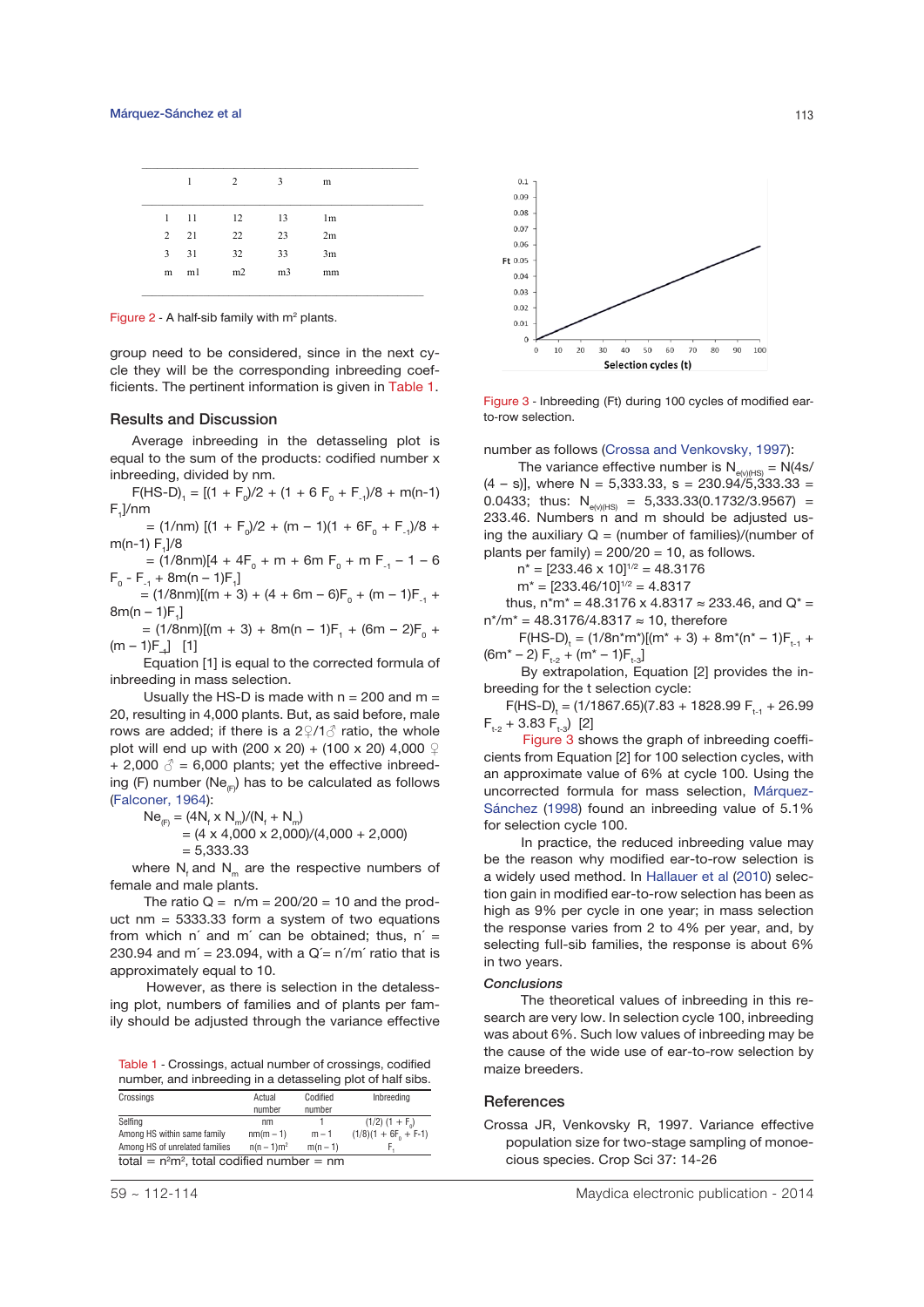|   | 1 | 2 | 3 | m |
|---|---|---|---|---|
| 1 | 11 | 12 | 13 | 1m |
| 2 | 21 | 22 | 23 | 2m |
| 3 | 31 | 32 | 33 | 3m |
| m | m1 | m2 | m3 | mm |

Figure 2 - A half-sib family with $m^2$ plants.

group need to be considered, since in the next cycle they will be the corresponding inbreeding coefficients. The pertinent information is given in Table 1.

## Results and Discussion

Average inbreeding in the detasseling plot is equal to the sum of the products: codified number x inbreeding, divided by nm.

$F(HS\text{-}D)_1 = [(1 + F_0)/2 + (1 + 6 F_0 + F_{-1})/8 + m(n\text{-}1) F_1]/nm$

$= (1/nm) [(1 + F_0)/2 + (m - 1)(1 + 6F_0 + F_{-1})/8 + m(n\text{-}1) F_1]/8$

$= (1/8nm)[4 + 4F_0 + m + 6m F_0 + m F_{-1} - 1 - 6 F_0 - F_{-1} + 8m(n - 1)F_1]$

$= (1/8nm)[(m + 3) + (4 + 6m - 6)F_0 + (m - 1)F_{-1} + 8m(n - 1)F_1]$

$= (1/8nm)[(m + 3) + 8m(n - 1)F_1 + (6m - 2)F_0 + (m - 1)F_{-1}]$ [1]

Equation [1] is equal to the corrected formula of inbreeding in mass selection.

Usually the HS-D is made with n = 200 and m = 20, resulting in 4,000 plants. But, as said before, male rows are added; if there is a 2♀/1♂ ratio, the whole plot will end up with (200 x 20) + (100 x 20) 4,000 ♀ + 2,000 ♂ = 6,000 plants; yet the effective inbreeding (F) number ($Ne_{(F)}$) has to be calculated as follows (Falconer, 1964):

$Ne_{(F)} = (4N_f \times N_m)/(N_f + N_m)$

$= (4 \times 4{,}000 \times 2{,}000)/(4{,}000 + 2{,}000)$

$= 5{,}333.33$

where $N_f$ and $N_m$ are the respective numbers of female and male plants.

The ratio Q = n/m = 200/20 = 10 and the product nm = 5333.33 form a system of two equations from which n´ and m´ can be obtained; thus, n´ = 230.94 and m´ = 23.094, with a Q´= n´/m´ ratio that is approximately equal to 10.

However, as there is selection in the detasseling plot, numbers of families and of plants per family should be adjusted through the variance effective number as follows (Crossa and Venkovsky, 1997):

The variance effective number is $N_{e(v)(HS)} = N(4s/(4 - s)]$, where N = 5,333.33, s = 230.94/5,333.33 = 0.0433; thus: $N_{e(v)(HS)}$ = 5,333.33(0.1732/3.9567) = 233.46. Numbers n and m should be adjusted using the auxiliary Q = (number of families)/(number of plants per family) = 200/20 = 10, as follows.

$n^* = [233.46 \times 10]^{1/2} = 48.3176$

$m^* = [233.46/10]^{1/2} = 4.8317$

thus, $n^*m^* = 48.3176 \times 4.8317 \approx 233.46$, and $Q^* = n^*/m^* = 48.3176/4.8317 \approx 10$, therefore

$F(HS\text{-}D)_t = (1/8n^*m^*)[(m^* + 3) + 8m^*(n^* - 1)F_{t-1} + (6m^* - 2) F_{t-2} + (m^* - 1)F_{t-3}]$

By extrapolation, Equation [2] provides the inbreeding for the t selection cycle:

$F(HS\text{-}D)_t = (1/1867.65)(7.83 + 1828.99 F_{t-1} + 26.99 F_{t-2} + 3.83 F_{t-3})$ [2]

Figure 3 shows the graph of inbreeding coefficients from Equation [2] for 100 selection cycles, with an approximate value of 6% at cycle 100. Using the uncorrected formula for mass selection, Márquez-Sánchez (1998) found an inbreeding value of 5.1% for selection cycle 100.

In practice, the reduced inbreeding value may be the reason why modified ear-to-row selection is a widely used method. In Hallauer et al (2010) selection gain in modified ear-to-row selection has been as high as 9% per cycle in one year; in mass selection the response varies from 2 to 4% per year, and, by selecting full-sib families, the response is about 6% in two years.

Table 1 - Crossings, actual number of crossings, codified number, and inbreeding in a detasseling plot of half sibs.

| Crossings | Actual number | Codified number | Inbreeding |
|---|---|---|---|
| Selfing | nm | 1 | $(1/2)(1 + F_0)$ |
| Among HS within same family | nm(m − 1) | m − 1 | $(1/8)(1 + 6F_0 + F\text{-}1)$ |
| Among HS of unrelated families | $n(n-1)m^2$ | m(n − 1) | $F_1$ |

total = $n^2m^2$, total codified number = nm

Figure 3 - Inbreeding (Ft) during 100 cycles of modified ear-to-row selection.

### Conclusions

The theoretical values of inbreeding in this research are very low. In selection cycle 100, inbreeding was about 6%. Such low values of inbreeding may be the cause of the wide use of ear-to-row selection by maize breeders.

## References

Crossa JR, Venkovsky R, 1997. Variance effective population size for two-stage sampling of monoecious species. Crop Sci 37: 14-26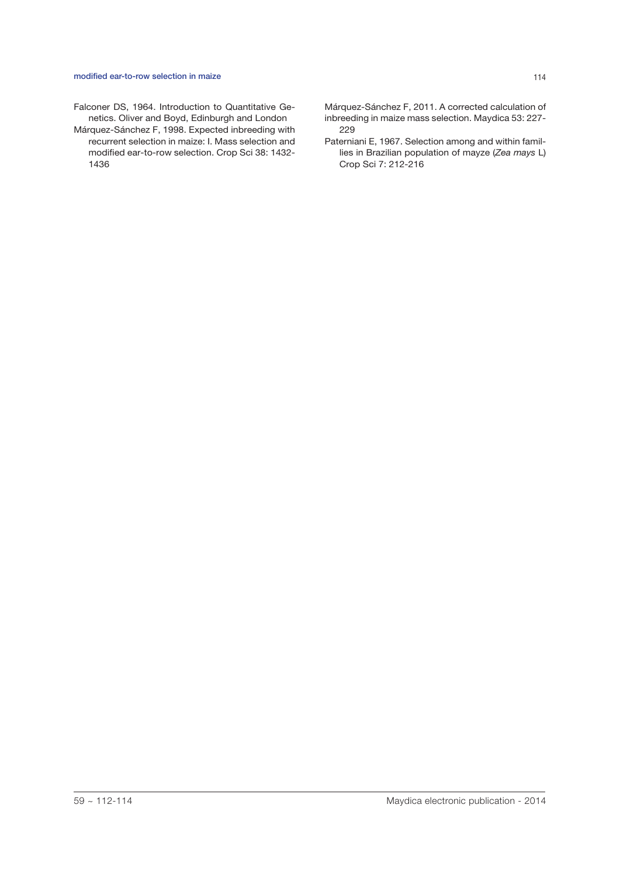Falconer DS, 1964. Introduction to Quantitative Genetics. Oliver and Boyd, Edinburgh and London

Márquez-Sánchez F, 1998. Expected inbreeding with recurrent selection in maize: I. Mass selection and modified ear-to-row selection. Crop Sci 38: 1432-1436

Márquez-Sánchez F, 2011. A corrected calculation of inbreeding in maize mass selection. Maydica 53: 227-229

Paterniani E, 1967. Selection among and within famillies in Brazilian population of mayze (*Zea mays* L) Crop Sci 7: 212-216